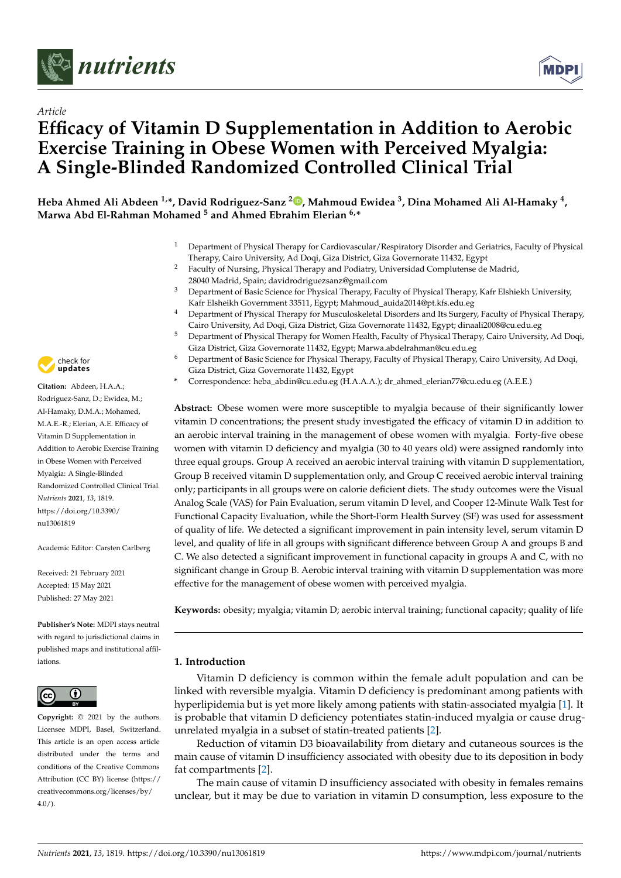*Article*

# Efficacy of Vitamin D Supplementation in Addition to Aerobic Exercise Training in Obese Women with Perceived Myalgia: A Single-Blinded Randomized Controlled Clinical Trial

**Heba Ahmed Ali Abdeen [1,*], David Rodriguez-Sanz [2], Mahmoud Ewidea [3], Dina Mohamed Ali Al-Hamaky [4], Marwa Abd El-Rahman Mohamed [5] and Ahmed Ebrahim Elerian [6,*]**

1. Department of Physical Therapy for Cardiovascular/Respiratory Disorder and Geriatrics, Faculty of Physical Therapy, Cairo University, Ad Doqi, Giza District, Giza Governorate 11432, Egypt
2. Faculty of Nursing, Physical Therapy and Podiatry, Universidad Complutense de Madrid, 28040 Madrid, Spain; davidrodriguezsanz@gmail.com
3. Department of Basic Science for Physical Therapy, Faculty of Physical Therapy, Kafr Elshiekh University, Kafr Elsheikh Government 33511, Egypt; Mahmoud_auida2014@pt.kfs.edu.eg
4. Department of Physical Therapy for Musculoskeletal Disorders and Its Surgery, Faculty of Physical Therapy, Cairo University, Ad Doqi, Giza District, Giza Governorate 11432, Egypt; dinaali2008@cu.edu.eg
5. Department of Physical Therapy for Women Health, Faculty of Physical Therapy, Cairo University, Ad Doqi, Giza District, Giza Governorate 11432, Egypt; Marwa.abdelrahman@cu.edu.eg
6. Department of Basic Science for Physical Therapy, Faculty of Physical Therapy, Cairo University, Ad Doqi, Giza District, Giza Governorate 11432, Egypt

\* Correspondence: heba_abdin@cu.edu.eg (H.A.A.A.); dr_ahmed_elerian77@cu.edu.eg (A.E.E.)

**Citation:** Abdeen, H.A.A.; Rodriguez-Sanz, D.; Ewidea, M.; Al-Hamaky, D.M.A.; Mohamed, M.A.E.-R.; Elerian, A.E. Efficacy of Vitamin D Supplementation in Addition to Aerobic Exercise Training in Obese Women with Perceived Myalgia: A Single-Blinded Randomized Controlled Clinical Trial. *Nutrients* **2021**, *13*, 1819. https://doi.org/10.3390/nu13061819

Academic Editor: Carsten Carlberg

Received: 21 February 2021
Accepted: 15 May 2021
Published: 27 May 2021

**Publisher's Note:** MDPI stays neutral with regard to jurisdictional claims in published maps and institutional affiliations.

**Copyright:** © 2021 by the authors. Licensee MDPI, Basel, Switzerland. This article is an open access article distributed under the terms and conditions of the Creative Commons Attribution (CC BY) license (https://creativecommons.org/licenses/by/4.0/).

**Abstract:** Obese women were more susceptible to myalgia because of their significantly lower vitamin D concentrations; the present study investigated the efficacy of vitamin D in addition to an aerobic interval training in the management of obese women with myalgia. Forty-five obese women with vitamin D deficiency and myalgia (30 to 40 years old) were assigned randomly into three equal groups. Group A received an aerobic interval training with vitamin D supplementation, Group B received vitamin D supplementation only, and Group C received aerobic interval training only; participants in all groups were on calorie deficient diets. The study outcomes were the Visual Analog Scale (VAS) for Pain Evaluation, serum vitamin D level, and Cooper 12-Minute Walk Test for Functional Capacity Evaluation, while the Short-Form Health Survey (SF) was used for assessment of quality of life. We detected a significant improvement in pain intensity level, serum vitamin D level, and quality of life in all groups with significant difference between Group A and groups B and C. We also detected a significant improvement in functional capacity in groups A and C, with no significant change in Group B. Aerobic interval training with vitamin D supplementation was more effective for the management of obese women with perceived myalgia.

**Keywords:** obesity; myalgia; vitamin D; aerobic interval training; functional capacity; quality of life

## 1. Introduction

Vitamin D deficiency is common within the female adult population and can be linked with reversible myalgia. Vitamin D deficiency is predominant among patients with hyperlipidemia but is yet more likely among patients with statin-associated myalgia [1]. It is probable that vitamin D deficiency potentiates statin-induced myalgia or cause drug-unrelated myalgia in a subset of statin-treated patients [2].

Reduction of vitamin D3 bioavailability from dietary and cutaneous sources is the main cause of vitamin D insufficiency associated with obesity due to its deposition in body fat compartments [2].

The main cause of vitamin D insufficiency associated with obesity in females remains unclear, but it may be due to variation in vitamin D consumption, less exposure to the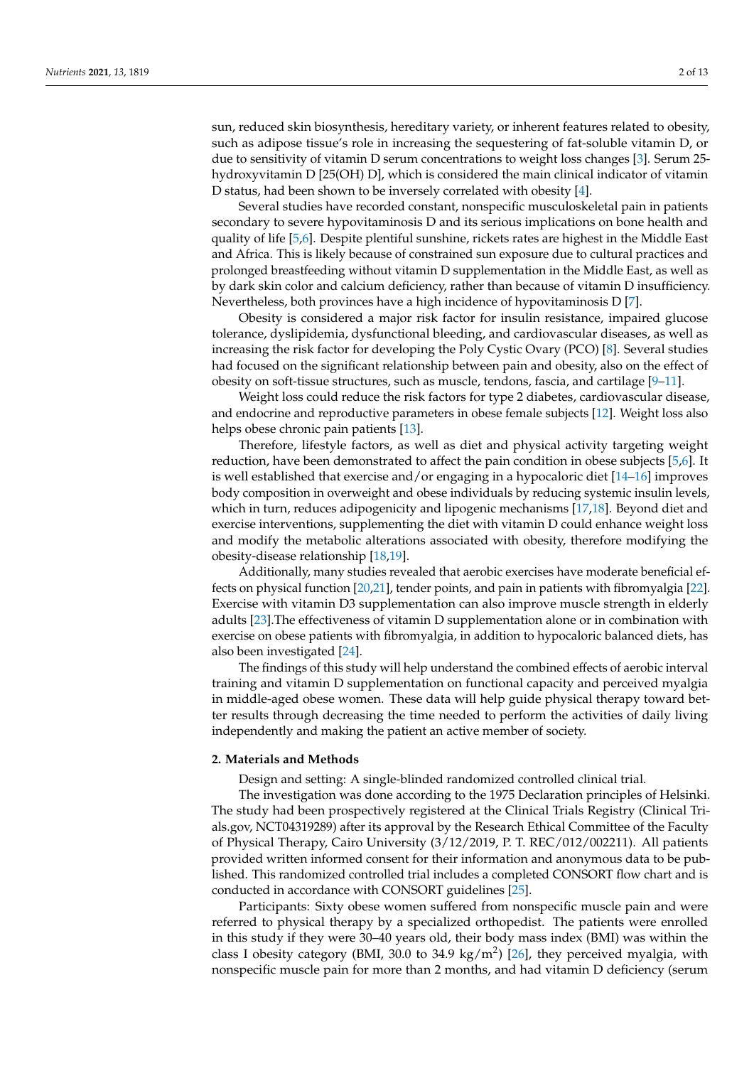sun, reduced skin biosynthesis, hereditary variety, or inherent features related to obesity, such as adipose tissue's role in increasing the sequestering of fat-soluble vitamin D, or due to sensitivity of vitamin D serum concentrations to weight loss changes [3]. Serum 25-hydroxyvitamin D [25(OH) D], which is considered the main clinical indicator of vitamin D status, had been shown to be inversely correlated with obesity [4].

Several studies have recorded constant, nonspecific musculoskeletal pain in patients secondary to severe hypovitaminosis D and its serious implications on bone health and quality of life [5,6]. Despite plentiful sunshine, rickets rates are highest in the Middle East and Africa. This is likely because of constrained sun exposure due to cultural practices and prolonged breastfeeding without vitamin D supplementation in the Middle East, as well as by dark skin color and calcium deficiency, rather than because of vitamin D insufficiency. Nevertheless, both provinces have a high incidence of hypovitaminosis D [7].

Obesity is considered a major risk factor for insulin resistance, impaired glucose tolerance, dyslipidemia, dysfunctional bleeding, and cardiovascular diseases, as well as increasing the risk factor for developing the Poly Cystic Ovary (PCO) [8]. Several studies had focused on the significant relationship between pain and obesity, also on the effect of obesity on soft-tissue structures, such as muscle, tendons, fascia, and cartilage [9–11].

Weight loss could reduce the risk factors for type 2 diabetes, cardiovascular disease, and endocrine and reproductive parameters in obese female subjects [12]. Weight loss also helps obese chronic pain patients [13].

Therefore, lifestyle factors, as well as diet and physical activity targeting weight reduction, have been demonstrated to affect the pain condition in obese subjects [5,6]. It is well established that exercise and/or engaging in a hypocaloric diet [14–16] improves body composition in overweight and obese individuals by reducing systemic insulin levels, which in turn, reduces adipogenicity and lipogenic mechanisms [17,18]. Beyond diet and exercise interventions, supplementing the diet with vitamin D could enhance weight loss and modify the metabolic alterations associated with obesity, therefore modifying the obesity-disease relationship [18,19].

Additionally, many studies revealed that aerobic exercises have moderate beneficial effects on physical function [20,21], tender points, and pain in patients with fibromyalgia [22]. Exercise with vitamin D3 supplementation can also improve muscle strength in elderly adults [23].The effectiveness of vitamin D supplementation alone or in combination with exercise on obese patients with fibromyalgia, in addition to hypocaloric balanced diets, has also been investigated [24].

The findings of this study will help understand the combined effects of aerobic interval training and vitamin D supplementation on functional capacity and perceived myalgia in middle-aged obese women. These data will help guide physical therapy toward better results through decreasing the time needed to perform the activities of daily living independently and making the patient an active member of society.

## 2. Materials and Methods

Design and setting: A single-blinded randomized controlled clinical trial.

The investigation was done according to the 1975 Declaration principles of Helsinki. The study had been prospectively registered at the Clinical Trials Registry (Clinical Trials.gov, NCT04319289) after its approval by the Research Ethical Committee of the Faculty of Physical Therapy, Cairo University (3/12/2019, P. T. REC/012/002211). All patients provided written informed consent for their information and anonymous data to be published. This randomized controlled trial includes a completed CONSORT flow chart and is conducted in accordance with CONSORT guidelines [25].

Participants: Sixty obese women suffered from nonspecific muscle pain and were referred to physical therapy by a specialized orthopedist. The patients were enrolled in this study if they were 30–40 years old, their body mass index (BMI) was within the class I obesity category (BMI, 30.0 to 34.9 kg/m$^2$) [26], they perceived myalgia, with nonspecific muscle pain for more than 2 months, and had vitamin D deficiency (serum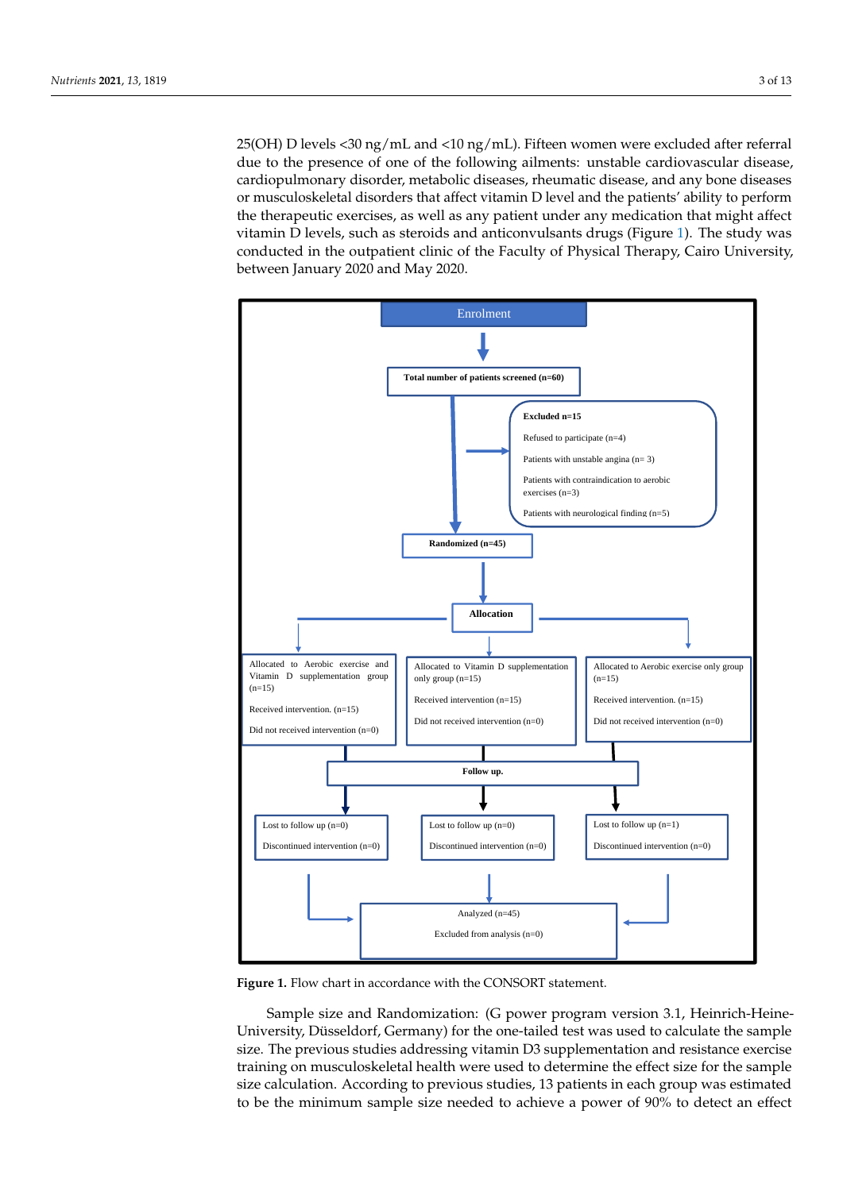25(OH) D levels <30 ng/mL and <10 ng/mL). Fifteen women were excluded after referral due to the presence of one of the following ailments: unstable cardiovascular disease, cardiopulmonary disorder, metabolic diseases, rheumatic disease, and any bone diseases or musculoskeletal disorders that affect vitamin D level and the patients' ability to perform the therapeutic exercises, as well as any patient under any medication that might affect vitamin D levels, such as steroids and anticonvulsants drugs (Figure 1). The study was conducted in the outpatient clinic of the Faculty of Physical Therapy, Cairo University, between January 2020 and May 2020.

Enrolment

**Total number of patients screened (n=60)**

**Excluded n=15**

Refused to participate (n=4)

Patients with unstable angina (n= 3)

Patients with contraindication to aerobic exercises (n=3)

Patients with neurological finding (n=5)

**Randomized (n=45)**

**Allocation**

Allocated to Aerobic exercise and Vitamin D supplementation group (n=15)

Received intervention. (n=15)

Did not received intervention (n=0)

Allocated to Vitamin D supplementation only group (n=15)

Received intervention (n=15)

Did not received intervention (n=0)

Allocated to Aerobic exercise only group (n=15)

Received intervention. (n=15)

Did not received intervention (n=0)

**Follow up.**

Lost to follow up (n=0)

Discontinued intervention (n=0)

Lost to follow up (n=0)

Discontinued intervention (n=0)

Lost to follow up (n=1)

Discontinued intervention (n=0)

Analyzed (n=45)

Excluded from analysis (n=0)

**Figure 1.** Flow chart in accordance with the CONSORT statement.

Sample size and Randomization: (G power program version 3.1, Heinrich-Heine-University, Düsseldorf, Germany) for the one-tailed test was used to calculate the sample size. The previous studies addressing vitamin D3 supplementation and resistance exercise training on musculoskeletal health were used to determine the effect size for the sample size calculation. According to previous studies, 13 patients in each group was estimated to be the minimum sample size needed to achieve a power of 90% to detect an effect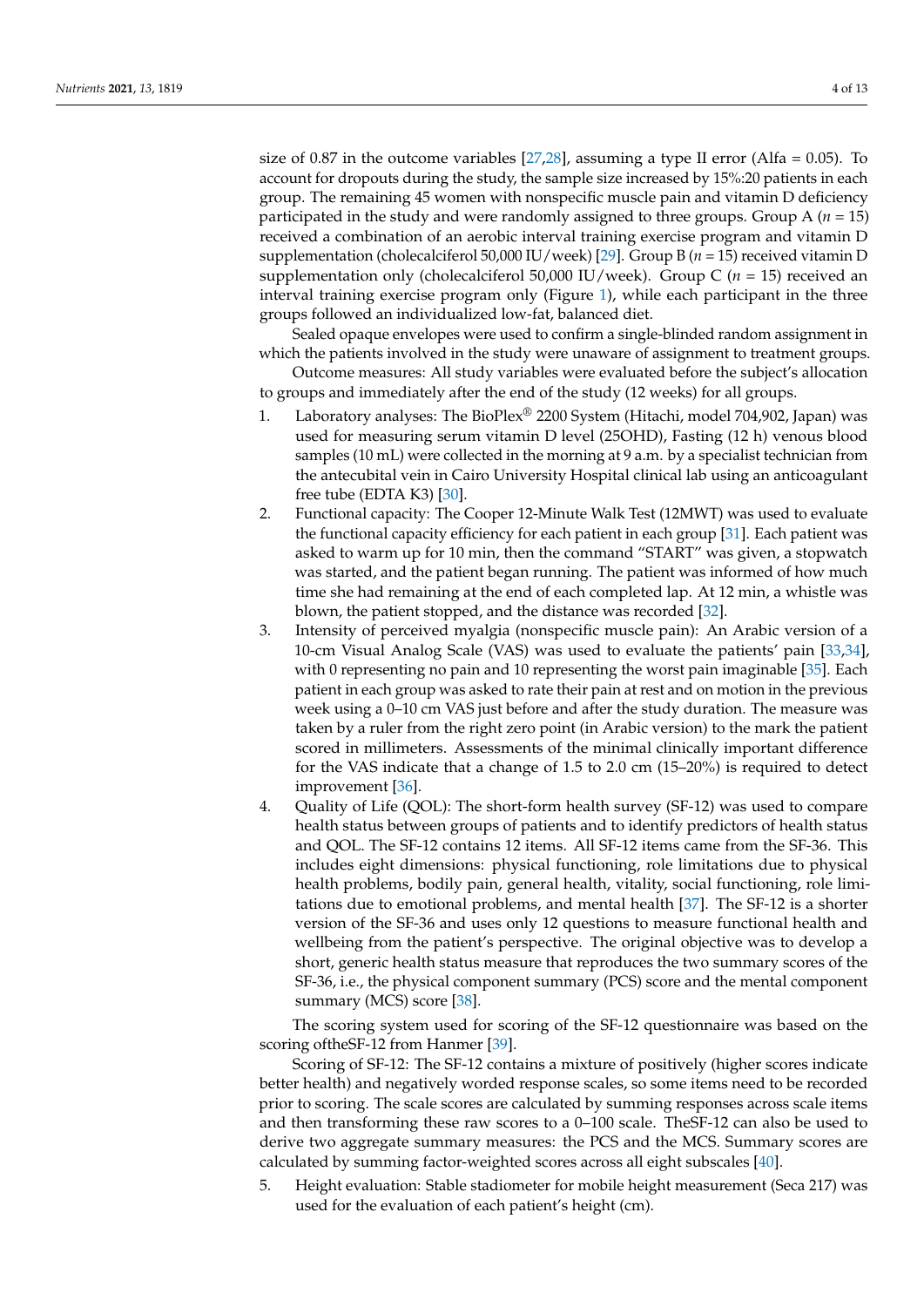size of 0.87 in the outcome variables [27,28], assuming a type II error (Alfa = 0.05). To account for dropouts during the study, the sample size increased by 15%:20 patients in each group. The remaining 45 women with nonspecific muscle pain and vitamin D deficiency participated in the study and were randomly assigned to three groups. Group A ($n$ = 15) received a combination of an aerobic interval training exercise program and vitamin D supplementation (cholecalciferol 50,000 IU/week) [29]. Group B ($n$ = 15) received vitamin D supplementation only (cholecalciferol 50,000 IU/week). Group C ($n$ = 15) received an interval training exercise program only (Figure 1), while each participant in the three groups followed an individualized low-fat, balanced diet.

Sealed opaque envelopes were used to confirm a single-blinded random assignment in which the patients involved in the study were unaware of assignment to treatment groups.

Outcome measures: All study variables were evaluated before the subject's allocation to groups and immediately after the end of the study (12 weeks) for all groups.

1. Laboratory analyses: The BioPlex® 2200 System (Hitachi, model 704,902, Japan) was used for measuring serum vitamin D level (25OHD), Fasting (12 h) venous blood samples (10 mL) were collected in the morning at 9 a.m. by a specialist technician from the antecubital vein in Cairo University Hospital clinical lab using an anticoagulant free tube (EDTA K3) [30].
2. Functional capacity: The Cooper 12-Minute Walk Test (12MWT) was used to evaluate the functional capacity efficiency for each patient in each group [31]. Each patient was asked to warm up for 10 min, then the command "START" was given, a stopwatch was started, and the patient began running. The patient was informed of how much time she had remaining at the end of each completed lap. At 12 min, a whistle was blown, the patient stopped, and the distance was recorded [32].
3. Intensity of perceived myalgia (nonspecific muscle pain): An Arabic version of a 10-cm Visual Analog Scale (VAS) was used to evaluate the patients' pain [33,34], with 0 representing no pain and 10 representing the worst pain imaginable [35]. Each patient in each group was asked to rate their pain at rest and on motion in the previous week using a 0–10 cm VAS just before and after the study duration. The measure was taken by a ruler from the right zero point (in Arabic version) to the mark the patient scored in millimeters. Assessments of the minimal clinically important difference for the VAS indicate that a change of 1.5 to 2.0 cm (15–20%) is required to detect improvement [36].
4. Quality of Life (QOL): The short-form health survey (SF-12) was used to compare health status between groups of patients and to identify predictors of health status and QOL. The SF-12 contains 12 items. All SF-12 items came from the SF-36. This includes eight dimensions: physical functioning, role limitations due to physical health problems, bodily pain, general health, vitality, social functioning, role limitations due to emotional problems, and mental health [37]. The SF-12 is a shorter version of the SF-36 and uses only 12 questions to measure functional health and wellbeing from the patient's perspective. The original objective was to develop a short, generic health status measure that reproduces the two summary scores of the SF-36, i.e., the physical component summary (PCS) score and the mental component summary (MCS) score [38].

The scoring system used for scoring of the SF-12 questionnaire was based on the scoring oftheSF-12 from Hanmer [39].

Scoring of SF-12: The SF-12 contains a mixture of positively (higher scores indicate better health) and negatively worded response scales, so some items need to be recorded prior to scoring. The scale scores are calculated by summing responses across scale items and then transforming these raw scores to a 0–100 scale. TheSF-12 can also be used to derive two aggregate summary measures: the PCS and the MCS. Summary scores are calculated by summing factor-weighted scores across all eight subscales [40].

5. Height evaluation: Stable stadiometer for mobile height measurement (Seca 217) was used for the evaluation of each patient's height (cm).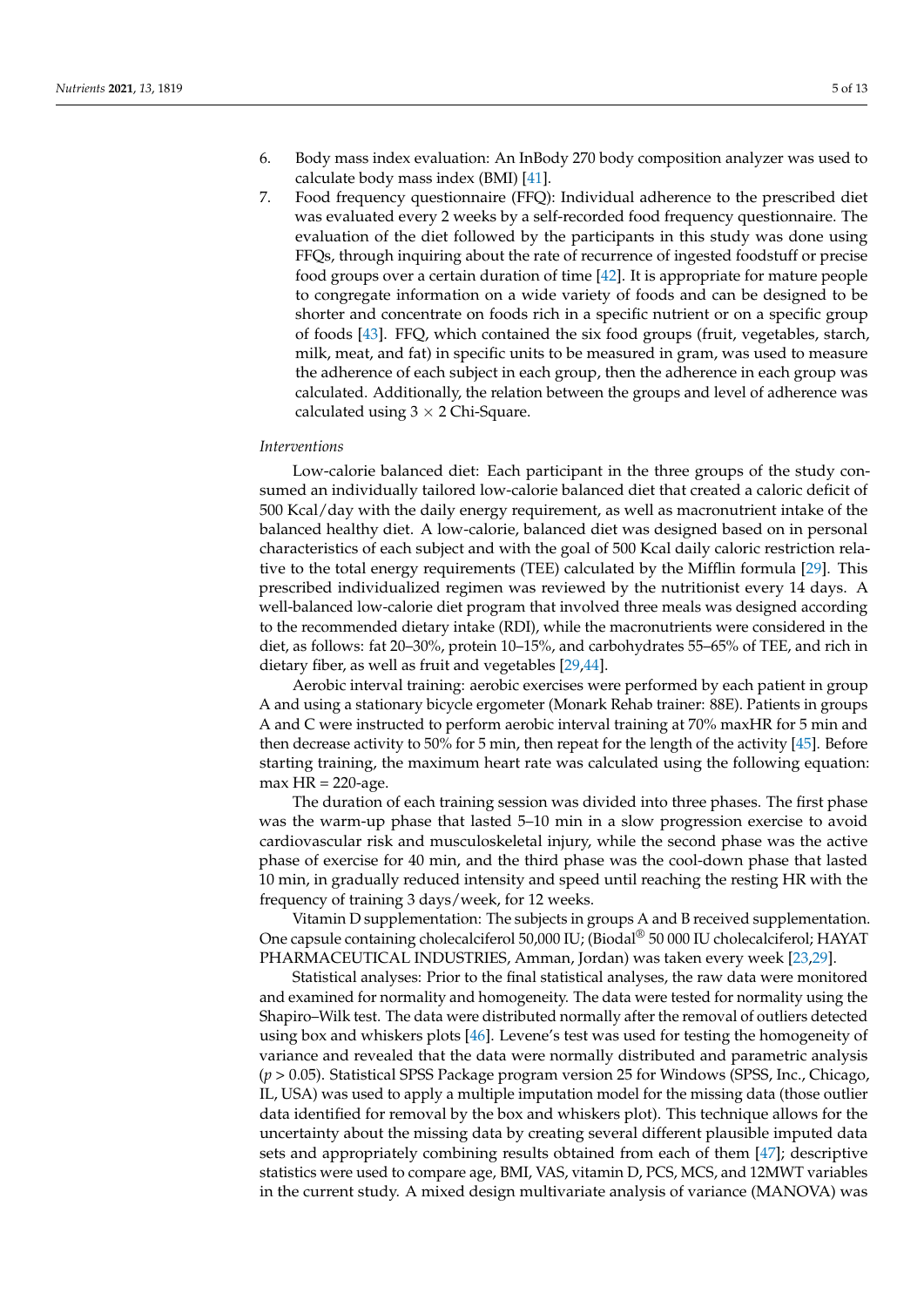6. Body mass index evaluation: An InBody 270 body composition analyzer was used to calculate body mass index (BMI) [41].
7. Food frequency questionnaire (FFQ): Individual adherence to the prescribed diet was evaluated every 2 weeks by a self-recorded food frequency questionnaire. The evaluation of the diet followed by the participants in this study was done using FFQs, through inquiring about the rate of recurrence of ingested foodstuff or precise food groups over a certain duration of time [42]. It is appropriate for mature people to congregate information on a wide variety of foods and can be designed to be shorter and concentrate on foods rich in a specific nutrient or on a specific group of foods [43]. FFQ, which contained the six food groups (fruit, vegetables, starch, milk, meat, and fat) in specific units to be measured in gram, was used to measure the adherence of each subject in each group, then the adherence in each group was calculated. Additionally, the relation between the groups and level of adherence was calculated using $3 \times 2$ Chi-Square.

*Interventions*

Low-calorie balanced diet: Each participant in the three groups of the study consumed an individually tailored low-calorie balanced diet that created a caloric deficit of 500 Kcal/day with the daily energy requirement, as well as macronutrient intake of the balanced healthy diet. A low-calorie, balanced diet was designed based on in personal characteristics of each subject and with the goal of 500 Kcal daily caloric restriction relative to the total energy requirements (TEE) calculated by the Mifflin formula [29]. This prescribed individualized regimen was reviewed by the nutritionist every 14 days. A well-balanced low-calorie diet program that involved three meals was designed according to the recommended dietary intake (RDI), while the macronutrients were considered in the diet, as follows: fat 20–30%, protein 10–15%, and carbohydrates 55–65% of TEE, and rich in dietary fiber, as well as fruit and vegetables [29,44].

Aerobic interval training: aerobic exercises were performed by each patient in group A and using a stationary bicycle ergometer (Monark Rehab trainer: 88E). Patients in groups A and C were instructed to perform aerobic interval training at 70% maxHR for 5 min and then decrease activity to 50% for 5 min, then repeat for the length of the activity [45]. Before starting training, the maximum heart rate was calculated using the following equation: max HR = 220-age.

The duration of each training session was divided into three phases. The first phase was the warm-up phase that lasted 5–10 min in a slow progression exercise to avoid cardiovascular risk and musculoskeletal injury, while the second phase was the active phase of exercise for 40 min, and the third phase was the cool-down phase that lasted 10 min, in gradually reduced intensity and speed until reaching the resting HR with the frequency of training 3 days/week, for 12 weeks.

Vitamin D supplementation: The subjects in groups A and B received supplementation. One capsule containing cholecalciferol 50,000 IU; (Biodal® 50 000 IU cholecalciferol; HAYAT PHARMACEUTICAL INDUSTRIES, Amman, Jordan) was taken every week [23,29].

Statistical analyses: Prior to the final statistical analyses, the raw data were monitored and examined for normality and homogeneity. The data were tested for normality using the Shapiro–Wilk test. The data were distributed normally after the removal of outliers detected using box and whiskers plots [46]. Levene's test was used for testing the homogeneity of variance and revealed that the data were normally distributed and parametric analysis ($p > 0.05$). Statistical SPSS Package program version 25 for Windows (SPSS, Inc., Chicago, IL, USA) was used to apply a multiple imputation model for the missing data (those outlier data identified for removal by the box and whiskers plot). This technique allows for the uncertainty about the missing data by creating several different plausible imputed data sets and appropriately combining results obtained from each of them [47]; descriptive statistics were used to compare age, BMI, VAS, vitamin D, PCS, MCS, and 12MWT variables in the current study. A mixed design multivariate analysis of variance (MANOVA) was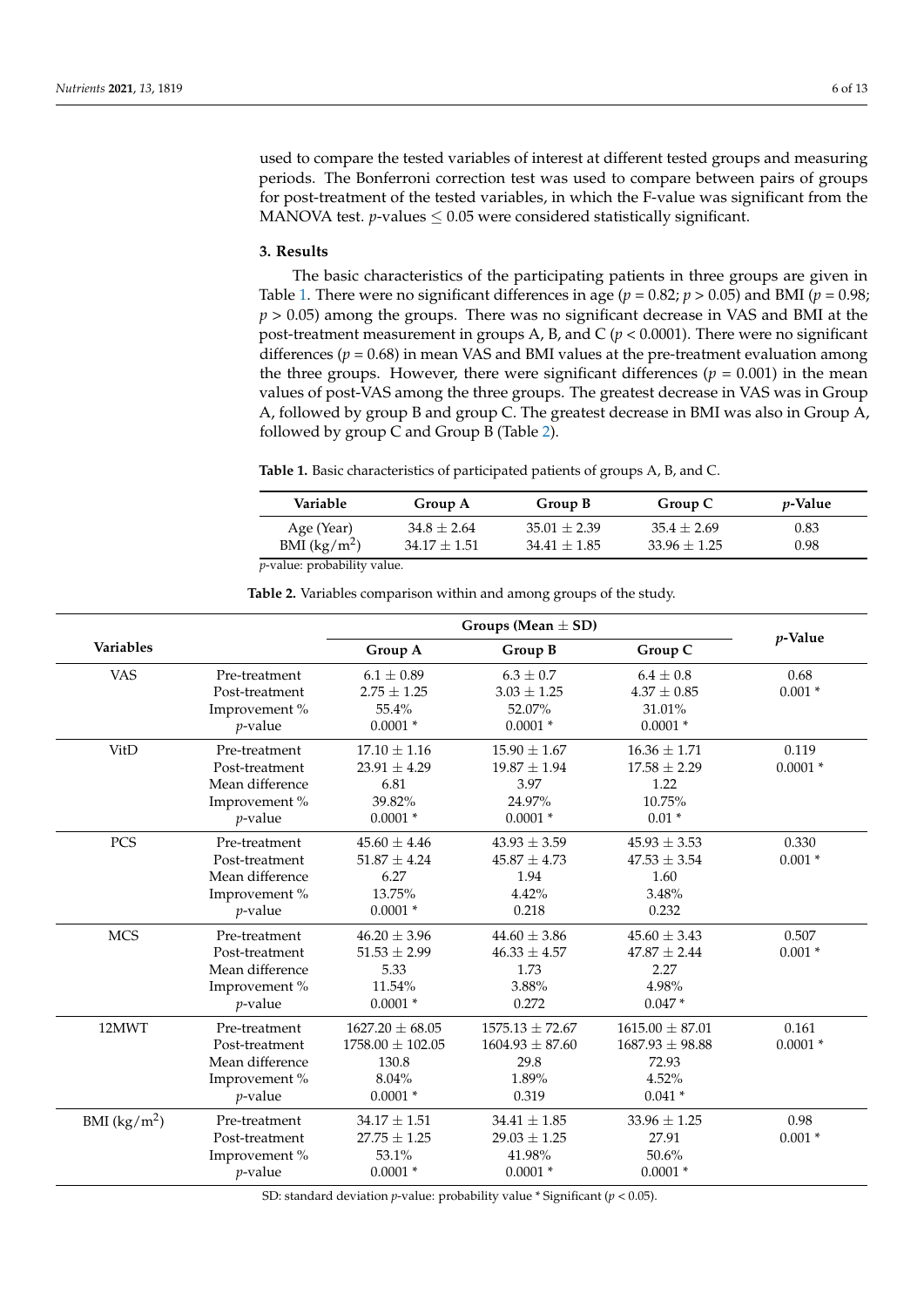used to compare the tested variables of interest at different tested groups and measuring periods. The Bonferroni correction test was used to compare between pairs of groups for post-treatment of the tested variables, in which the F-value was significant from the MANOVA test. *p*-values $\leq 0.05$ were considered statistically significant.

## 3. Results

The basic characteristics of the participating patients in three groups are given in Table 1. There were no significant differences in age ($p = 0.82$; $p > 0.05$) and BMI ($p = 0.98$; $p > 0.05$) among the groups. There was no significant decrease in VAS and BMI at the post-treatment measurement in groups A, B, and C ($p < 0.0001$). There were no significant differences ($p = 0.68$) in mean VAS and BMI values at the pre-treatment evaluation among the three groups. However, there were significant differences ($p = 0.001$) in the mean values of post-VAS among the three groups. The greatest decrease in VAS was in Group A, followed by group B and group C. The greatest decrease in BMI was also in Group A, followed by group C and Group B (Table 2).

**Table 1.** Basic characteristics of participated patients of groups A, B, and C.

| Variable | Group A | Group B | Group C | *p*-Value |
|---|---|---|---|---|
| Age (Year) | 34.8 ± 2.64 | 35.01 ± 2.39 | 35.4 ± 2.69 | 0.83 |
| BMI (kg/m$^2$) | 34.17 ± 1.51 | 34.41 ± 1.85 | 33.96 ± 1.25 | 0.98 |

*p*-value: probability value.

**Table 2.** Variables comparison within and among groups of the study.

| Variables | | Groups (Mean ± SD) | | | *p*-Value |
|---|---|---|---|---|---|
| | | Group A | Group B | Group C | |
| VAS | Pre-treatment | 6.1 ± 0.89 | 6.3 ± 0.7 | 6.4 ± 0.8 | 0.68 |
| | Post-treatment | 2.75 ± 1.25 | 3.03 ± 1.25 | 4.37 ± 0.85 | 0.001 * |
| | Improvement % | 55.4% | 52.07% | 31.01% | |
| | *p*-value | 0.0001 * | 0.0001 * | 0.0001 * | |
| VitD | Pre-treatment | 17.10 ± 1.16 | 15.90 ± 1.67 | 16.36 ± 1.71 | 0.119 |
| | Post-treatment | 23.91 ± 4.29 | 19.87 ± 1.94 | 17.58 ± 2.29 | 0.0001 * |
| | Mean difference | 6.81 | 3.97 | 1.22 | |
| | Improvement % | 39.82% | 24.97% | 10.75% | |
| | *p*-value | 0.0001 * | 0.0001 * | 0.01 * | |
| PCS | Pre-treatment | 45.60 ± 4.46 | 43.93 ± 3.59 | 45.93 ± 3.53 | 0.330 |
| | Post-treatment | 51.87 ± 4.24 | 45.87 ± 4.73 | 47.53 ± 3.54 | 0.001 * |
| | Mean difference | 6.27 | 1.94 | 1.60 | |
| | Improvement % | 13.75% | 4.42% | 3.48% | |
| | *p*-value | 0.0001 * | 0.218 | 0.232 | |
| MCS | Pre-treatment | 46.20 ± 3.96 | 44.60 ± 3.86 | 45.60 ± 3.43 | 0.507 |
| | Post-treatment | 51.53 ± 2.99 | 46.33 ± 4.57 | 47.87 ± 2.44 | 0.001 * |
| | Mean difference | 5.33 | 1.73 | 2.27 | |
| | Improvement % | 11.54% | 3.88% | 4.98% | |
| | *p*-value | 0.0001 * | 0.272 | 0.047 * | |
| 12MWT | Pre-treatment | 1627.20 ± 68.05 | 1575.13 ± 72.67 | 1615.00 ± 87.01 | 0.161 |
| | Post-treatment | 1758.00 ± 102.05 | 1604.93 ± 87.60 | 1687.93 ± 98.88 | 0.0001 * |
| | Mean difference | 130.8 | 29.8 | 72.93 | |
| | Improvement % | 8.04% | 1.89% | 4.52% | |
| | *p*-value | 0.0001 * | 0.319 | 0.041 * | |
| BMI (kg/m$^2$) | Pre-treatment | 34.17 ± 1.51 | 34.41 ± 1.85 | 33.96 ± 1.25 | 0.98 |
| | Post-treatment | 27.75 ± 1.25 | 29.03 ± 1.25 | 27.91 | 0.001 * |
| | Improvement % | 53.1% | 41.98% | 50.6% | |
| | *p*-value | 0.0001 * | 0.0001 * | 0.0001 * | |

SD: standard deviation *p*-value: probability value * Significant ($p < 0.05$).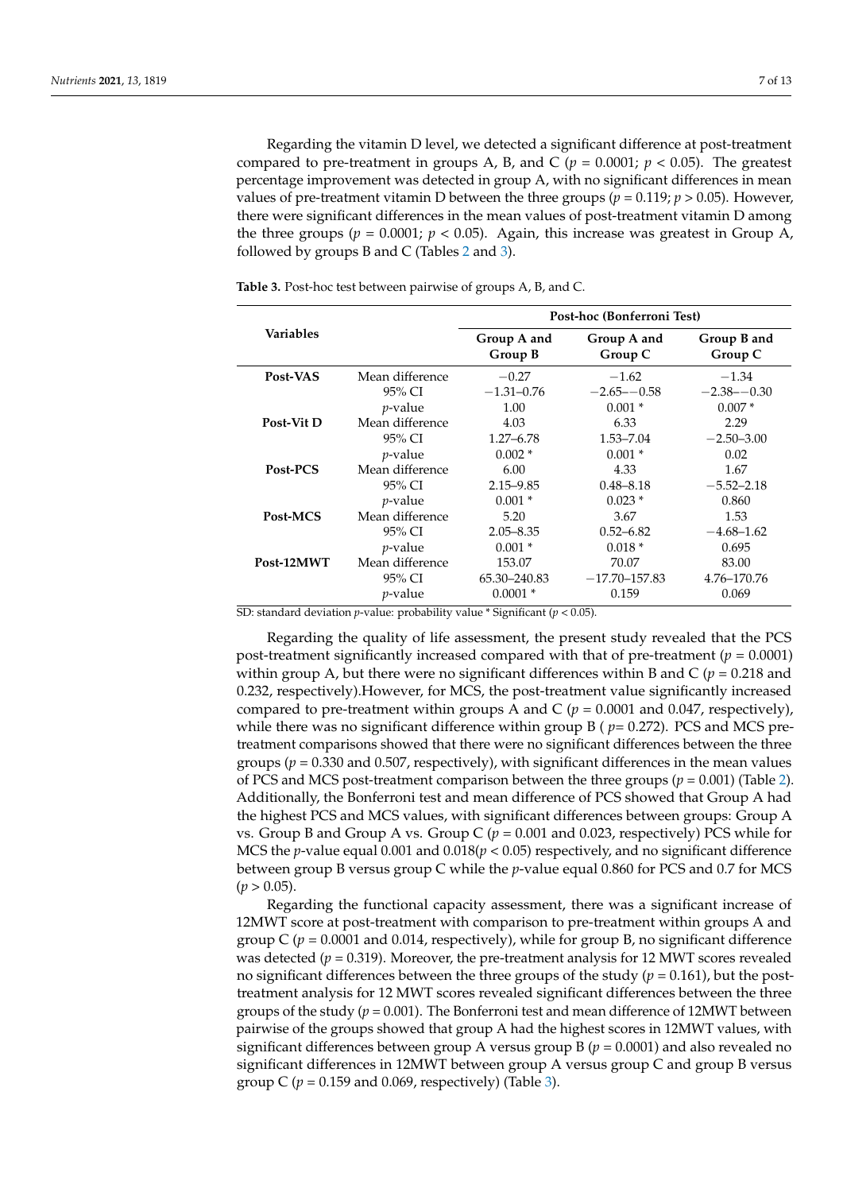Regarding the vitamin D level, we detected a significant difference at post-treatment compared to pre-treatment in groups A, B, and C ($p = 0.0001$; $p < 0.05$). The greatest percentage improvement was detected in group A, with no significant differences in mean values of pre-treatment vitamin D between the three groups ($p = 0.119$; $p > 0.05$). However, there were significant differences in the mean values of post-treatment vitamin D among the three groups ($p = 0.0001$; $p < 0.05$). Again, this increase was greatest in Group A, followed by groups B and C (Tables 2 and 3).

**Table 3.** Post-hoc test between pairwise of groups A, B, and C.

| Variables | | Post-hoc (Bonferroni Test) | | |
|---|---|---|---|---|
| | | Group A and Group B | Group A and Group C | Group B and Group C |
| **Post-VAS** | Mean difference | −0.27 | −1.62 | −1.34 |
| | 95% CI | −1.31–0.76 | −2.65–−0.58 | −2.38–−0.30 |
| | *p*-value | 1.00 | 0.001 * | 0.007 * |
| **Post-Vit D** | Mean difference | 4.03 | 6.33 | 2.29 |
| | 95% CI | 1.27–6.78 | 1.53–7.04 | −2.50–3.00 |
| | *p*-value | 0.002 * | 0.001 * | 0.02 |
| **Post-PCS** | Mean difference | 6.00 | 4.33 | 1.67 |
| | 95% CI | 2.15–9.85 | 0.48–8.18 | −5.52–2.18 |
| | *p*-value | 0.001 * | 0.023 * | 0.860 |
| **Post-MCS** | Mean difference | 5.20 | 3.67 | 1.53 |
| | 95% CI | 2.05–8.35 | 0.52–6.82 | −4.68–1.62 |
| | *p*-value | 0.001 * | 0.018 * | 0.695 |
| **Post-12MWT** | Mean difference | 153.07 | 70.07 | 83.00 |
| | 95% CI | 65.30–240.83 | −17.70–157.83 | 4.76–170.76 |
| | *p*-value | 0.0001 * | 0.159 | 0.069 |

SD: standard deviation *p*-value: probability value * Significant ($p < 0.05$).

Regarding the quality of life assessment, the present study revealed that the PCS post-treatment significantly increased compared with that of pre-treatment ($p = 0.0001$) within group A, but there were no significant differences within B and C ($p = 0.218$ and 0.232, respectively).However, for MCS, the post-treatment value significantly increased compared to pre-treatment within groups A and C ($p = 0.0001$ and 0.047, respectively), while there was no significant difference within group B ( $p = 0.272$). PCS and MCS pre-treatment comparisons showed that there were no significant differences between the three groups ($p = 0.330$ and 0.507, respectively), with significant differences in the mean values of PCS and MCS post-treatment comparison between the three groups ($p = 0.001$) (Table 2). Additionally, the Bonferroni test and mean difference of PCS showed that Group A had the highest PCS and MCS values, with significant differences between groups: Group A vs. Group B and Group A vs. Group C ($p = 0.001$ and 0.023, respectively) PCS while for MCS the *p*-value equal 0.001 and 0.018($p < 0.05$) respectively, and no significant difference between group B versus group C while the *p*-value equal 0.860 for PCS and 0.7 for MCS ($p > 0.05$).

Regarding the functional capacity assessment, there was a significant increase of 12MWT score at post-treatment with comparison to pre-treatment within groups A and group C ($p = 0.0001$ and 0.014, respectively), while for group B, no significant difference was detected ($p = 0.319$). Moreover, the pre-treatment analysis for 12 MWT scores revealed no significant differences between the three groups of the study ($p = 0.161$), but the post-treatment analysis for 12 MWT scores revealed significant differences between the three groups of the study ($p = 0.001$). The Bonferroni test and mean difference of 12MWT between pairwise of the groups showed that group A had the highest scores in 12MWT values, with significant differences between group A versus group B ($p = 0.0001$) and also revealed no significant differences in 12MWT between group A versus group C and group B versus group C ($p = 0.159$ and 0.069, respectively) (Table 3).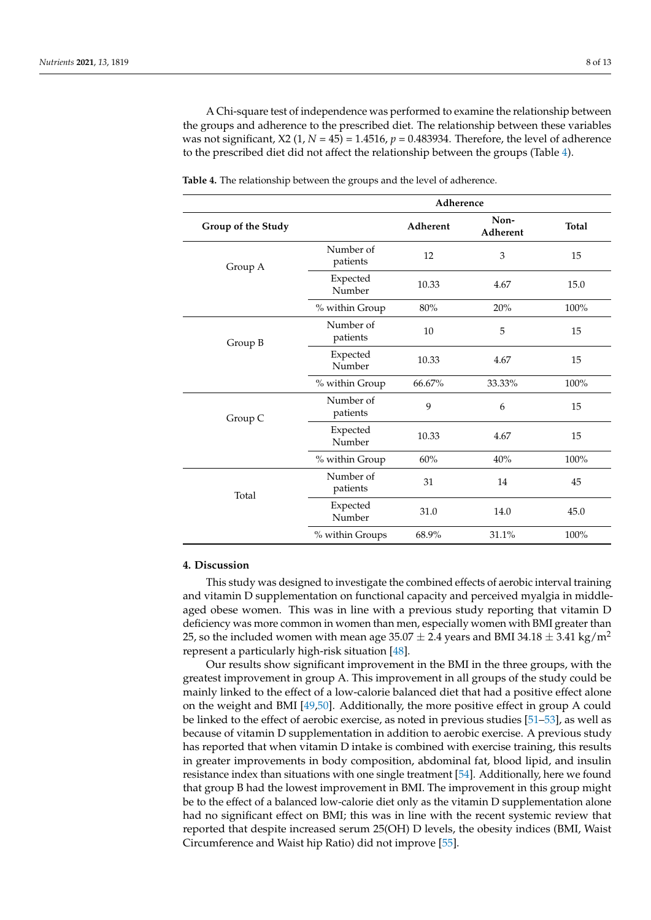A Chi-square test of independence was performed to examine the relationship between the groups and adherence to the prescribed diet. The relationship between these variables was not significant, X2 (1, $N$ = 45) = 1.4516, $p$ = 0.483934. Therefore, the level of adherence to the prescribed diet did not affect the relationship between the groups (Table 4).

**Table 4.** The relationship between the groups and the level of adherence.

| | | Adherence | | |
|---|---|---|---|---|
| **Group of the Study** | | **Adherent** | **Non-Adherent** | **Total** |
| Group A | Number of patients | 12 | 3 | 15 |
| | Expected Number | 10.33 | 4.67 | 15.0 |
| | % within Group | 80% | 20% | 100% |
| Group B | Number of patients | 10 | 5 | 15 |
| | Expected Number | 10.33 | 4.67 | 15 |
| | % within Group | 66.67% | 33.33% | 100% |
| Group C | Number of patients | 9 | 6 | 15 |
| | Expected Number | 10.33 | 4.67 | 15 |
| | % within Group | 60% | 40% | 100% |
| Total | Number of patients | 31 | 14 | 45 |
| | Expected Number | 31.0 | 14.0 | 45.0 |
| | % within Groups | 68.9% | 31.1% | 100% |

## 4. Discussion

This study was designed to investigate the combined effects of aerobic interval training and vitamin D supplementation on functional capacity and perceived myalgia in middle-aged obese women. This was in line with a previous study reporting that vitamin D deficiency was more common in women than men, especially women with BMI greater than 25, so the included women with mean age 35.07 ± 2.4 years and BMI 34.18 ± 3.41 kg/m$^2$ represent a particularly high-risk situation [48].

Our results show significant improvement in the BMI in the three groups, with the greatest improvement in group A. This improvement in all groups of the study could be mainly linked to the effect of a low-calorie balanced diet that had a positive effect alone on the weight and BMI [49,50]. Additionally, the more positive effect in group A could be linked to the effect of aerobic exercise, as noted in previous studies [51–53], as well as because of vitamin D supplementation in addition to aerobic exercise. A previous study has reported that when vitamin D intake is combined with exercise training, this results in greater improvements in body composition, abdominal fat, blood lipid, and insulin resistance index than situations with one single treatment [54]. Additionally, here we found that group B had the lowest improvement in BMI. The improvement in this group might be to the effect of a balanced low-calorie diet only as the vitamin D supplementation alone had no significant effect on BMI; this was in line with the recent systemic review that reported that despite increased serum 25(OH) D levels, the obesity indices (BMI, Waist Circumference and Waist hip Ratio) did not improve [55].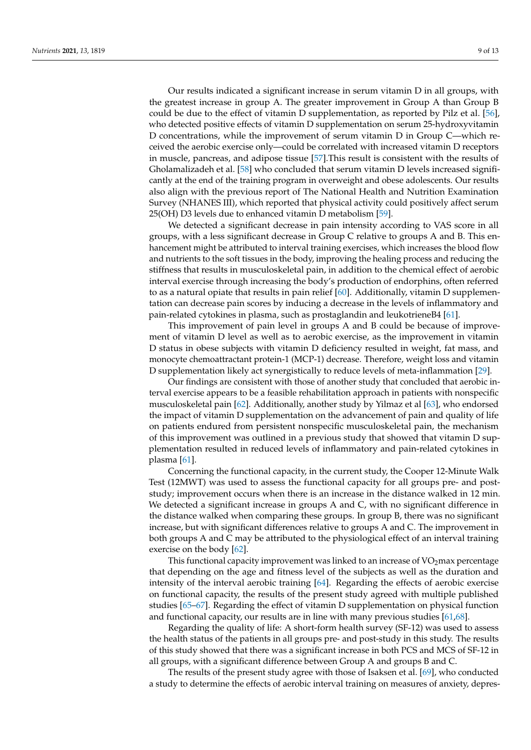Our results indicated a significant increase in serum vitamin D in all groups, with the greatest increase in group A. The greater improvement in Group A than Group B could be due to the effect of vitamin D supplementation, as reported by Pilz et al. [56], who detected positive effects of vitamin D supplementation on serum 25-hydroxyvitamin D concentrations, while the improvement of serum vitamin D in Group C—which received the aerobic exercise only—could be correlated with increased vitamin D receptors in muscle, pancreas, and adipose tissue [57].This result is consistent with the results of Gholamalizadeh et al. [58] who concluded that serum vitamin D levels increased significantly at the end of the training program in overweight and obese adolescents. Our results also align with the previous report of The National Health and Nutrition Examination Survey (NHANES III), which reported that physical activity could positively affect serum 25(OH) D3 levels due to enhanced vitamin D metabolism [59].

We detected a significant decrease in pain intensity according to VAS score in all groups, with a less significant decrease in Group C relative to groups A and B. This enhancement might be attributed to interval training exercises, which increases the blood flow and nutrients to the soft tissues in the body, improving the healing process and reducing the stiffness that results in musculoskeletal pain, in addition to the chemical effect of aerobic interval exercise through increasing the body's production of endorphins, often referred to as a natural opiate that results in pain relief [60]. Additionally, vitamin D supplementation can decrease pain scores by inducing a decrease in the levels of inflammatory and pain-related cytokines in plasma, such as prostaglandin and leukotrieneB4 [61].

This improvement of pain level in groups A and B could be because of improvement of vitamin D level as well as to aerobic exercise, as the improvement in vitamin D status in obese subjects with vitamin D deficiency resulted in weight, fat mass, and monocyte chemoattractant protein-1 (MCP-1) decrease. Therefore, weight loss and vitamin D supplementation likely act synergistically to reduce levels of meta-inflammation [29].

Our findings are consistent with those of another study that concluded that aerobic interval exercise appears to be a feasible rehabilitation approach in patients with nonspecific musculoskeletal pain [62]. Additionally, another study by Yilmaz et al [63], who endorsed the impact of vitamin D supplementation on the advancement of pain and quality of life on patients endured from persistent nonspecific musculoskeletal pain, the mechanism of this improvement was outlined in a previous study that showed that vitamin D supplementation resulted in reduced levels of inflammatory and pain-related cytokines in plasma [61].

Concerning the functional capacity, in the current study, the Cooper 12-Minute Walk Test (12MWT) was used to assess the functional capacity for all groups pre- and post-study; improvement occurs when there is an increase in the distance walked in 12 min. We detected a significant increase in groups A and C, with no significant difference in the distance walked when comparing these groups. In group B, there was no significant increase, but with significant differences relative to groups A and C. The improvement in both groups A and C may be attributed to the physiological effect of an interval training exercise on the body [62].

This functional capacity improvement was linked to an increase of $VO_2$max percentage that depending on the age and fitness level of the subjects as well as the duration and intensity of the interval aerobic training [64]. Regarding the effects of aerobic exercise on functional capacity, the results of the present study agreed with multiple published studies [65–67]. Regarding the effect of vitamin D supplementation on physical function and functional capacity, our results are in line with many previous studies [61,68].

Regarding the quality of life: A short-form health survey (SF-12) was used to assess the health status of the patients in all groups pre- and post-study in this study. The results of this study showed that there was a significant increase in both PCS and MCS of SF-12 in all groups, with a significant difference between Group A and groups B and C.

The results of the present study agree with those of Isaksen et al. [69], who conducted a study to determine the effects of aerobic interval training on measures of anxiety, depres-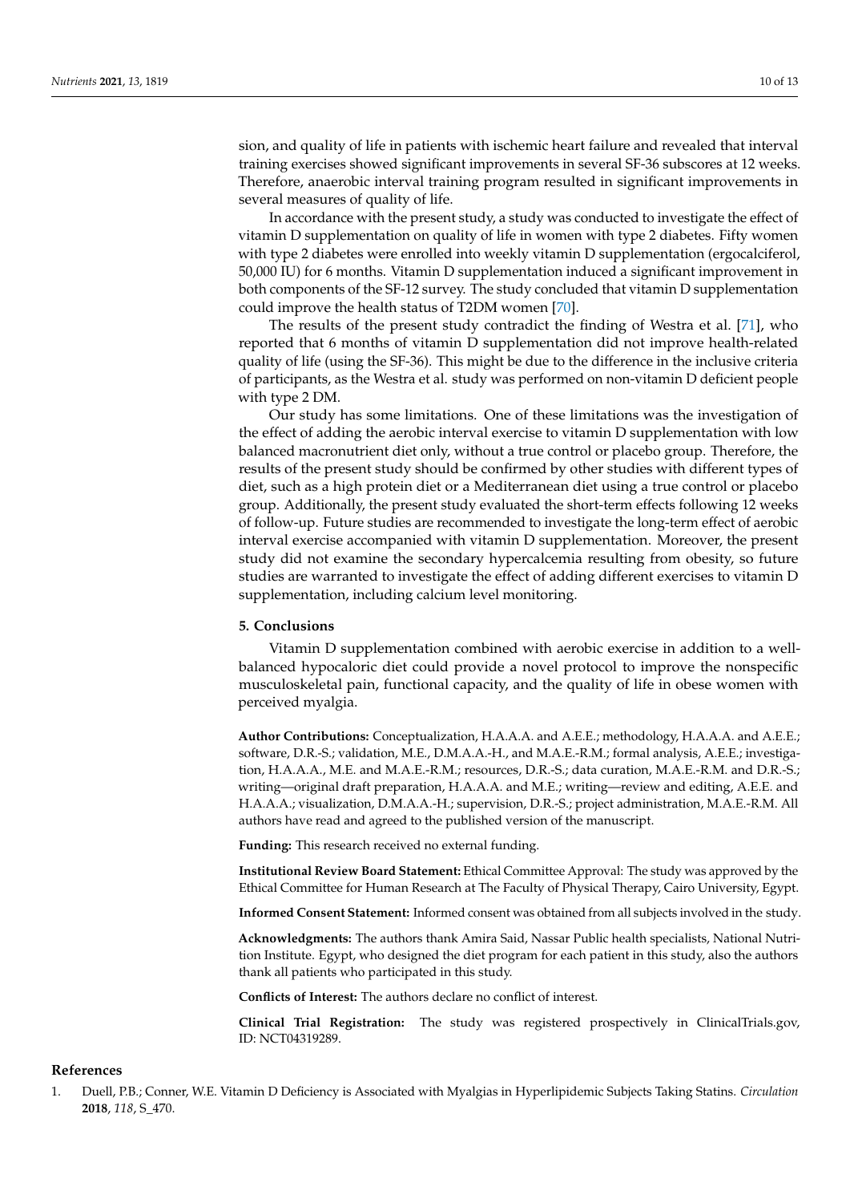sion, and quality of life in patients with ischemic heart failure and revealed that interval training exercises showed significant improvements in several SF-36 subscores at 12 weeks. Therefore, anaerobic interval training program resulted in significant improvements in several measures of quality of life.

In accordance with the present study, a study was conducted to investigate the effect of vitamin D supplementation on quality of life in women with type 2 diabetes. Fifty women with type 2 diabetes were enrolled into weekly vitamin D supplementation (ergocalciferol, 50,000 IU) for 6 months. Vitamin D supplementation induced a significant improvement in both components of the SF-12 survey. The study concluded that vitamin D supplementation could improve the health status of T2DM women [70].

The results of the present study contradict the finding of Westra et al. [71], who reported that 6 months of vitamin D supplementation did not improve health-related quality of life (using the SF-36). This might be due to the difference in the inclusive criteria of participants, as the Westra et al. study was performed on non-vitamin D deficient people with type 2 DM.

Our study has some limitations. One of these limitations was the investigation of the effect of adding the aerobic interval exercise to vitamin D supplementation with low balanced macronutrient diet only, without a true control or placebo group. Therefore, the results of the present study should be confirmed by other studies with different types of diet, such as a high protein diet or a Mediterranean diet using a true control or placebo group. Additionally, the present study evaluated the short-term effects following 12 weeks of follow-up. Future studies are recommended to investigate the long-term effect of aerobic interval exercise accompanied with vitamin D supplementation. Moreover, the present study did not examine the secondary hypercalcemia resulting from obesity, so future studies are warranted to investigate the effect of adding different exercises to vitamin D supplementation, including calcium level monitoring.

## 5. Conclusions

Vitamin D supplementation combined with aerobic exercise in addition to a well-balanced hypocaloric diet could provide a novel protocol to improve the nonspecific musculoskeletal pain, functional capacity, and the quality of life in obese women with perceived myalgia.

**Author Contributions:** Conceptualization, H.A.A.A. and A.E.E.; methodology, H.A.A.A. and A.E.E.; software, D.R.-S.; validation, M.E., D.M.A.A.-H., and M.A.E.-R.M.; formal analysis, A.E.E.; investigation, H.A.A.A., M.E. and M.A.E.-R.M.; resources, D.R.-S.; data curation, M.A.E.-R.M. and D.R.-S.; writing—original draft preparation, H.A.A.A. and M.E.; writing—review and editing, A.E.E. and H.A.A.A.; visualization, D.M.A.A.-H.; supervision, D.R.-S.; project administration, M.A.E.-R.M. All authors have read and agreed to the published version of the manuscript.

**Funding:** This research received no external funding.

**Institutional Review Board Statement:** Ethical Committee Approval: The study was approved by the Ethical Committee for Human Research at The Faculty of Physical Therapy, Cairo University, Egypt.

**Informed Consent Statement:** Informed consent was obtained from all subjects involved in the study.

**Acknowledgments:** The authors thank Amira Said, Nassar Public health specialists, National Nutrition Institute. Egypt, who designed the diet program for each patient in this study, also the authors thank all patients who participated in this study.

**Conflicts of Interest:** The authors declare no conflict of interest.

**Clinical Trial Registration:** The study was registered prospectively in ClinicalTrials.gov, ID: NCT04319289.

## References

1. Duell, P.B.; Conner, W.E. Vitamin D Deficiency is Associated with Myalgias in Hyperlipidemic Subjects Taking Statins. *Circulation* **2018**, *118*, S_470.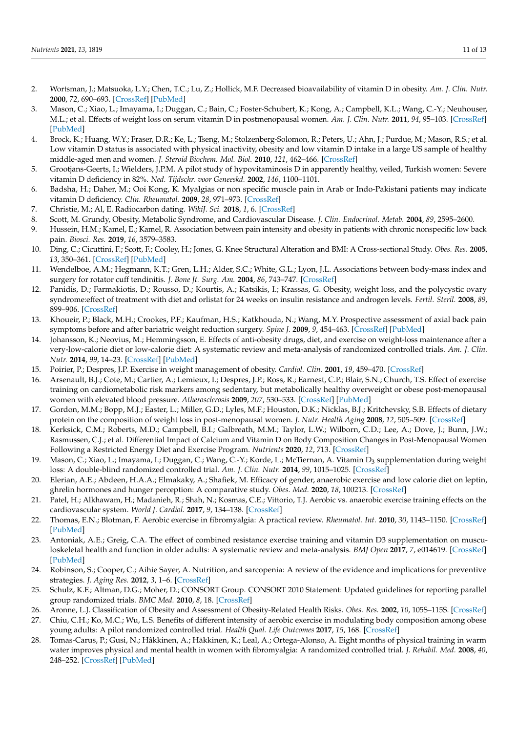2. Wortsman, J.; Matsuoka, L.Y.; Chen, T.C.; Lu, Z.; Hollick, M.F. Decreased bioavailability of vitamin D in obesity. *Am. J. Clin. Nutr.* **2000**, *72*, 690–693. [CrossRef] [PubMed]
3. Mason, C.; Xiao, L.; Imayama, I.; Duggan, C.; Bain, C.; Foster-Schubert, K.; Kong, A.; Campbell, K.L.; Wang, C.-Y.; Neuhouser, M.L.; et al. Effects of weight loss on serum vitamin D in postmenopausal women. *Am. J. Clin. Nutr.* **2011**, *94*, 95–103. [CrossRef] [PubMed]
4. Brock, K.; Huang, W.Y.; Fraser, D.R.; Ke, L.; Tseng, M.; Stolzenberg-Solomon, R.; Peters, U.; Ahn, J.; Purdue, M.; Mason, R.S.; et al. Low vitamin D status is associated with physical inactivity, obesity and low vitamin D intake in a large US sample of healthy middle-aged men and women. *J. Steroid Biochem. Mol. Biol.* **2010**, *121*, 462–466. [CrossRef]
5. Grootjans-Geerts, I.; Wielders, J.P.M. A pilot study of hypovitaminosis D in apparently healthy, veiled, Turkish women: Severe vitamin D deficiency in 82%. *Ned. Tijdschr. voor Geneeskd.* **2002**, *146*, 1100–1101.
6. Badsha, H.; Daher, M.; Ooi Kong, K. Myalgias or non specific muscle pain in Arab or Indo-Pakistani patients may indicate vitamin D deficiency. *Clin. Rheumatol.* **2009**, *28*, 971–973. [CrossRef]
7. Christie, M.; Al, E. Radiocarbon dating. *WikiJ. Sci.* **2018**, *1*, 6. [CrossRef]
8. Scott, M. Grundy, Obesity, Metabolic Syndrome, and Cardiovascular Disease. *J. Clin. Endocrinol. Metab.* **2004**, *89*, 2595–2600.
9. Hussein, H.M.; Kamel, E.; Kamel, R. Association between pain intensity and obesity in patients with chronic nonspecific low back pain. *Biosci. Res.* **2019**, *16*, 3579–3583.
10. Ding, C.; Cicuttini, F.; Scott, F.; Cooley, H.; Jones, G. Knee Structural Alteration and BMI: A Cross-sectional Study. *Obes. Res.* **2005**, *13*, 350–361. [CrossRef] [PubMed]
11. Wendelboe, A.M.; Hegmann, K.T.; Gren, L.H.; Alder, S.C.; White, G.L.; Lyon, J.L. Associations between body-mass index and surgery for rotator cuff tendinitis. *J. Bone Jt. Surg. Am.* **2004**, *86*, 743–747. [CrossRef]
12. Panidis, D.; Farmakiotis, D.; Rousso, D.; Kourtis, A.; Katsikis, I.; Krassas, G. Obesity, weight loss, and the polycystic ovary syndrome:effect of treatment with diet and orlistat for 24 weeks on insulin resistance and androgen levels. *Fertil. Steril.* **2008**, *89*, 899–906. [CrossRef]
13. Khoueir, P.; Black, M.H.; Crookes, P.F.; Kaufman, H.S.; Katkhouda, N.; Wang, M.Y. Prospective assessment of axial back pain symptoms before and after bariatric weight reduction surgery. *Spine J.* **2009**, *9*, 454–463. [CrossRef] [PubMed]
14. Johansson, K.; Neovius, M.; Hemmingsson, E. Effects of anti-obesity drugs, diet, and exercise on weight-loss maintenance after a very-low-calorie diet or low-calorie diet: A systematic review and meta-analysis of randomized controlled trials. *Am. J. Clin. Nutr.* **2014**, *99*, 14–23. [CrossRef] [PubMed]
15. Poirier, P.; Despres, J.P. Exercise in weight management of obesity. *Cardiol. Clin.* **2001**, *19*, 459–470. [CrossRef]
16. Arsenault, B.J.; Cote, M.; Cartier, A.; Lemieux, I.; Despres, J.P.; Ross, R.; Earnest, C.P.; Blair, S.N.; Church, T.S. Effect of exercise training on cardiometabolic risk markers among sedentary, but metabolically healthy overweight or obese post-menopausal women with elevated blood pressure. *Atherosclerosis* **2009**, *207*, 530–533. [CrossRef] [PubMed]
17. Gordon, M.M.; Bopp, M.J.; Easter, L.; Miller, G.D.; Lyles, M.F.; Houston, D.K.; Nicklas, B.J.; Kritchevsky, S.B. Effects of dietary protein on the composition of weight loss in post-menopausal women. *J. Nutr. Health Aging* **2008**, *12*, 505–509. [CrossRef]
18. Kerksick, C.M.; Roberts, M.D.; Campbell, B.I.; Galbreath, M.M.; Taylor, L.W.; Wilborn, C.D.; Lee, A.; Dove, J.; Bunn, J.W.; Rasmussen, C.J.; et al. Differential Impact of Calcium and Vitamin D on Body Composition Changes in Post-Menopausal Women Following a Restricted Energy Diet and Exercise Program. *Nutrients* **2020**, *12*, 713. [CrossRef]
19. Mason, C.; Xiao, L.; Imayama, I.; Duggan, C.; Wang, C.-Y.; Korde, L.; McTiernan, A. Vitamin $D_3$ supplementation during weight loss: A double-blind randomized controlled trial. *Am. J. Clin. Nutr.* **2014**, *99*, 1015–1025. [CrossRef]
20. Elerian, A.E.; Abdeen, H.A.A.; Elmakaky, A.; Shafiek, M. Efficacy of gender, anaerobic exercise and low calorie diet on leptin, ghrelin hormones and hunger perception: A comparative study. *Obes. Med.* **2020**, *18*, 100213. [CrossRef]
21. Patel, H.; Alkhawam, H.; Madanieh, R.; Shah, N.; Kosmas, C.E.; Vittorio, T.J. Aerobic vs. anaerobic exercise training effects on the cardiovascular system. *World J. Cardiol.* **2017**, *9*, 134–138. [CrossRef]
22. Thomas, E.N.; Blotman, F. Aerobic exercise in fibromyalgia: A practical review. *Rheumatol. Int.* **2010**, *30*, 1143–1150. [CrossRef] [PubMed]
23. Antoniak, A.E.; Greig, C.A. The effect of combined resistance exercise training and vitamin D3 supplementation on musculoskeletal health and function in older adults: A systematic review and meta-analysis. *BMJ Open* **2017**, *7*, e014619. [CrossRef] [PubMed]
24. Robinson, S.; Cooper, C.; Aihie Sayer, A. Nutrition, and sarcopenia: A review of the evidence and implications for preventive strategies. *J. Aging Res.* **2012**, *3*, 1–6. [CrossRef]
25. Schulz, K.F.; Altman, D.G.; Moher, D.; CONSORT Group. CONSORT 2010 Statement: Updated guidelines for reporting parallel group randomized trials. *BMC Med.* **2010**, *8*, 18. [CrossRef]
26. Aronne, L.J. Classification of Obesity and Assessment of Obesity-Related Health Risks. *Obes. Res.* **2002**, *10*, 105S–115S. [CrossRef]
27. Chiu, C.H.; Ko, M.C.; Wu, L.S. Benefits of different intensity of aerobic exercise in modulating body composition among obese young adults: A pilot randomized controlled trial. *Health Qual. Life Outcomes* **2017**, *15*, 168. [CrossRef]
28. Tomas-Carus, P.; Gusi, N.; Håkkinen, A.; Häkkinen, K.; Leal, A.; Ortega-Alonso, A. Eight months of physical training in warm water improves physical and mental health in women with fibromyalgia: A randomized controlled trial. *J. Rehabil. Med.* **2008**, *40*, 248–252. [CrossRef] [PubMed]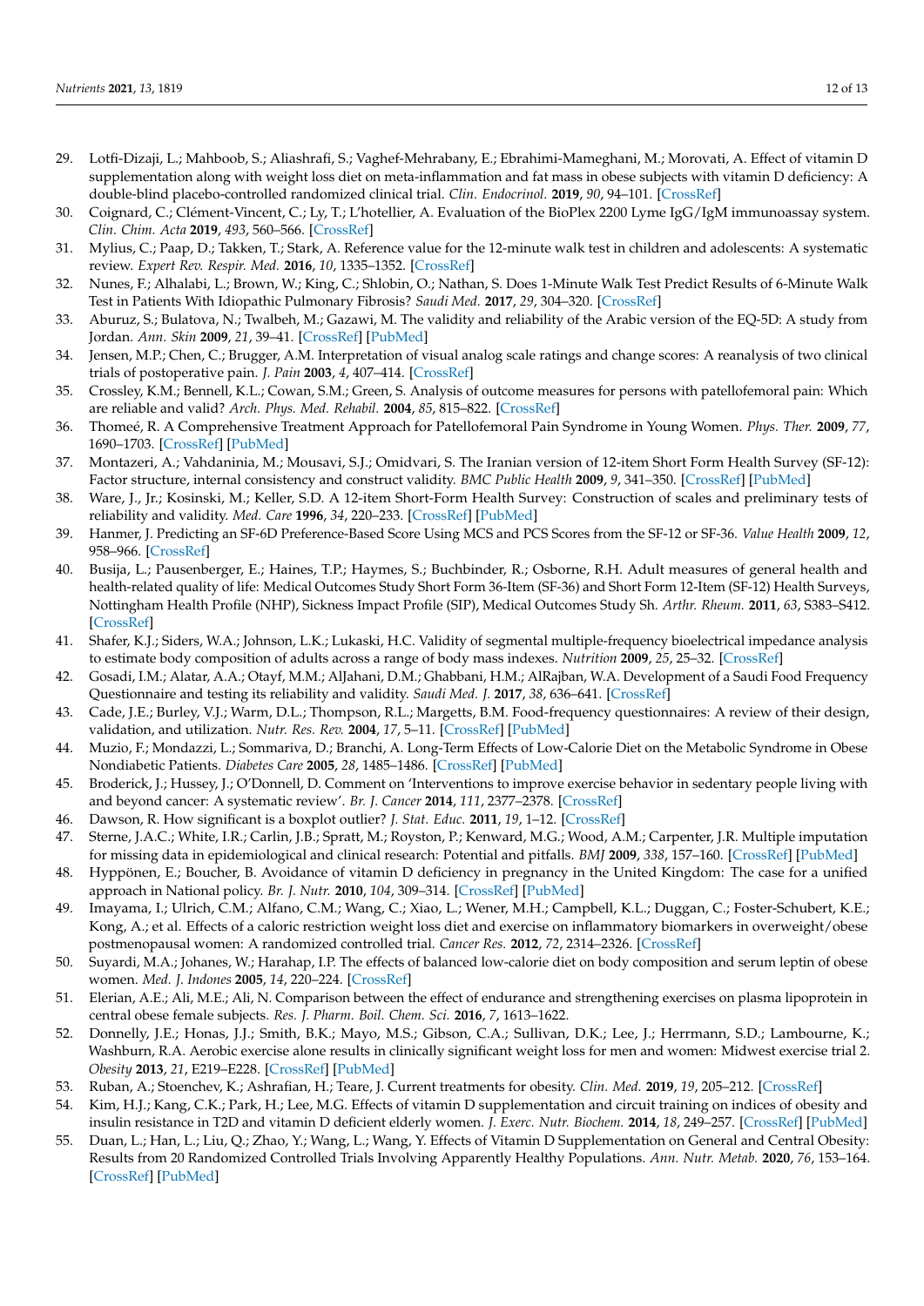29. Lotfi-Dizaji, L.; Mahboob, S.; Aliashrafi, S.; Vaghef-Mehrabany, E.; Ebrahimi-Mameghani, M.; Morovati, A. Effect of vitamin D supplementation along with weight loss diet on meta-inflammation and fat mass in obese subjects with vitamin D deficiency: A double-blind placebo-controlled randomized clinical trial. *Clin. Endocrinol.* **2019**, *90*, 94–101. [CrossRef]
30. Coignard, C.; Clément-Vincent, C.; Ly, T.; L'hotellier, A. Evaluation of the BioPlex 2200 Lyme IgG/IgM immunoassay system. *Clin. Chim. Acta* **2019**, *493*, 560–566. [CrossRef]
31. Mylius, C.; Paap, D.; Takken, T.; Stark, A. Reference value for the 12-minute walk test in children and adolescents: A systematic review. *Expert Rev. Respir. Med.* **2016**, *10*, 1335–1352. [CrossRef]
32. Nunes, F.; Alhalabi, L.; Brown, W.; King, C.; Shlobin, O.; Nathan, S. Does 1-Minute Walk Test Predict Results of 6-Minute Walk Test in Patients With Idiopathic Pulmonary Fibrosis? *Saudi Med.* **2017**, *29*, 304–320. [CrossRef]
33. Aburuz, S.; Bulatova, N.; Twalbeh, M.; Gazawi, M. The validity and reliability of the Arabic version of the EQ-5D: A study from Jordan. *Ann. Skin* **2009**, *21*, 39–41. [CrossRef] [PubMed]
34. Jensen, M.P.; Chen, C.; Brugger, A.M. Interpretation of visual analog scale ratings and change scores: A reanalysis of two clinical trials of postoperative pain. *J. Pain* **2003**, *4*, 407–414. [CrossRef]
35. Crossley, K.M.; Bennell, K.L.; Cowan, S.M.; Green, S. Analysis of outcome measures for persons with patellofemoral pain: Which are reliable and valid? *Arch. Phys. Med. Rehabil.* **2004**, *85*, 815–822. [CrossRef]
36. Thomeé, R. A Comprehensive Treatment Approach for Patellofemoral Pain Syndrome in Young Women. *Phys. Ther.* **2009**, *77*, 1690–1703. [CrossRef] [PubMed]
37. Montazeri, A.; Vahdaninia, M.; Mousavi, S.J.; Omidvari, S. The Iranian version of 12-item Short Form Health Survey (SF-12): Factor structure, internal consistency and construct validity. *BMC Public Health* **2009**, *9*, 341–350. [CrossRef] [PubMed]
38. Ware, J., Jr.; Kosinski, M.; Keller, S.D. A 12-item Short-Form Health Survey: Construction of scales and preliminary tests of reliability and validity. *Med. Care* **1996**, *34*, 220–233. [CrossRef] [PubMed]
39. Hanmer, J. Predicting an SF-6D Preference-Based Score Using MCS and PCS Scores from the SF-12 or SF-36. *Value Health* **2009**, *12*, 958–966. [CrossRef]
40. Busija, L.; Pausenberger, E.; Haines, T.P.; Haymes, S.; Buchbinder, R.; Osborne, R.H. Adult measures of general health and health-related quality of life: Medical Outcomes Study Short Form 36-Item (SF-36) and Short Form 12-Item (SF-12) Health Surveys, Nottingham Health Profile (NHP), Sickness Impact Profile (SIP), Medical Outcomes Study Sh. *Arthr. Rheum.* **2011**, *63*, S383–S412. [CrossRef]
41. Shafer, K.J.; Siders, W.A.; Johnson, L.K.; Lukaski, H.C. Validity of segmental multiple-frequency bioelectrical impedance analysis to estimate body composition of adults across a range of body mass indexes. *Nutrition* **2009**, *25*, 25–32. [CrossRef]
42. Gosadi, I.M.; Alatar, A.A.; Otayf, M.M.; AlJahani, D.M.; Ghabbani, H.M.; AlRajban, W.A. Development of a Saudi Food Frequency Questionnaire and testing its reliability and validity. *Saudi Med. J.* **2017**, *38*, 636–641. [CrossRef]
43. Cade, J.E.; Burley, V.J.; Warm, D.L.; Thompson, R.L.; Margetts, B.M. Food-frequency questionnaires: A review of their design, validation, and utilization. *Nutr. Res. Rev.* **2004**, *17*, 5–11. [CrossRef] [PubMed]
44. Muzio, F.; Mondazzi, L.; Sommariva, D.; Branchi, A. Long-Term Effects of Low-Calorie Diet on the Metabolic Syndrome in Obese Nondiabetic Patients. *Diabetes Care* **2005**, *28*, 1485–1486. [CrossRef] [PubMed]
45. Broderick, J.; Hussey, J.; O'Donnell, D. Comment on 'Interventions to improve exercise behavior in sedentary people living with and beyond cancer: A systematic review'. *Br. J. Cancer* **2014**, *111*, 2377–2378. [CrossRef]
46. Dawson, R. How significant is a boxplot outlier? *J. Stat. Educ.* **2011**, *19*, 1–12. [CrossRef]
47. Sterne, J.A.C.; White, I.R.; Carlin, J.B.; Spratt, M.; Royston, P.; Kenward, M.G.; Wood, A.M.; Carpenter, J.R. Multiple imputation for missing data in epidemiological and clinical research: Potential and pitfalls. *BMJ* **2009**, *338*, 157–160. [CrossRef] [PubMed]
48. Hyppönen, E.; Boucher, B. Avoidance of vitamin D deficiency in pregnancy in the United Kingdom: The case for a unified approach in National policy. *Br. J. Nutr.* **2010**, *104*, 309–314. [CrossRef] [PubMed]
49. Imayama, I.; Ulrich, C.M.; Alfano, C.M.; Wang, C.; Xiao, L.; Wener, M.H.; Campbell, K.L.; Duggan, C.; Foster-Schubert, K.E.; Kong, A.; et al. Effects of a caloric restriction weight loss diet and exercise on inflammatory biomarkers in overweight/obese postmenopausal women: A randomized controlled trial. *Cancer Res.* **2012**, *72*, 2314–2326. [CrossRef]
50. Suyardi, M.A.; Johanes, W.; Harahap, I.P. The effects of balanced low-calorie diet on body composition and serum leptin of obese women. *Med. J. Indones* **2005**, *14*, 220–224. [CrossRef]
51. Elerian, A.E.; Ali, M.E.; Ali, N. Comparison between the effect of endurance and strengthening exercises on plasma lipoprotein in central obese female subjects. *Res. J. Pharm. Boil. Chem. Sci.* **2016**, *7*, 1613–1622.
52. Donnelly, J.E.; Honas, J.J.; Smith, B.K.; Mayo, M.S.; Gibson, C.A.; Sullivan, D.K.; Lee, J.; Herrmann, S.D.; Lambourne, K.; Washburn, R.A. Aerobic exercise alone results in clinically significant weight loss for men and women: Midwest exercise trial 2. *Obesity* **2013**, *21*, E219–E228. [CrossRef] [PubMed]
53. Ruban, A.; Stoenchev, K.; Ashrafian, H.; Teare, J. Current treatments for obesity. *Clin. Med.* **2019**, *19*, 205–212. [CrossRef]
54. Kim, H.J.; Kang, C.K.; Park, H.; Lee, M.G. Effects of vitamin D supplementation and circuit training on indices of obesity and insulin resistance in T2D and vitamin D deficient elderly women. *J. Exerc. Nutr. Biochem.* **2014**, *18*, 249–257. [CrossRef] [PubMed]
55. Duan, L.; Han, L.; Liu, Q.; Zhao, Y.; Wang, L.; Wang, Y. Effects of Vitamin D Supplementation on General and Central Obesity: Results from 20 Randomized Controlled Trials Involving Apparently Healthy Populations. *Ann. Nutr. Metab.* **2020**, *76*, 153–164. [CrossRef] [PubMed]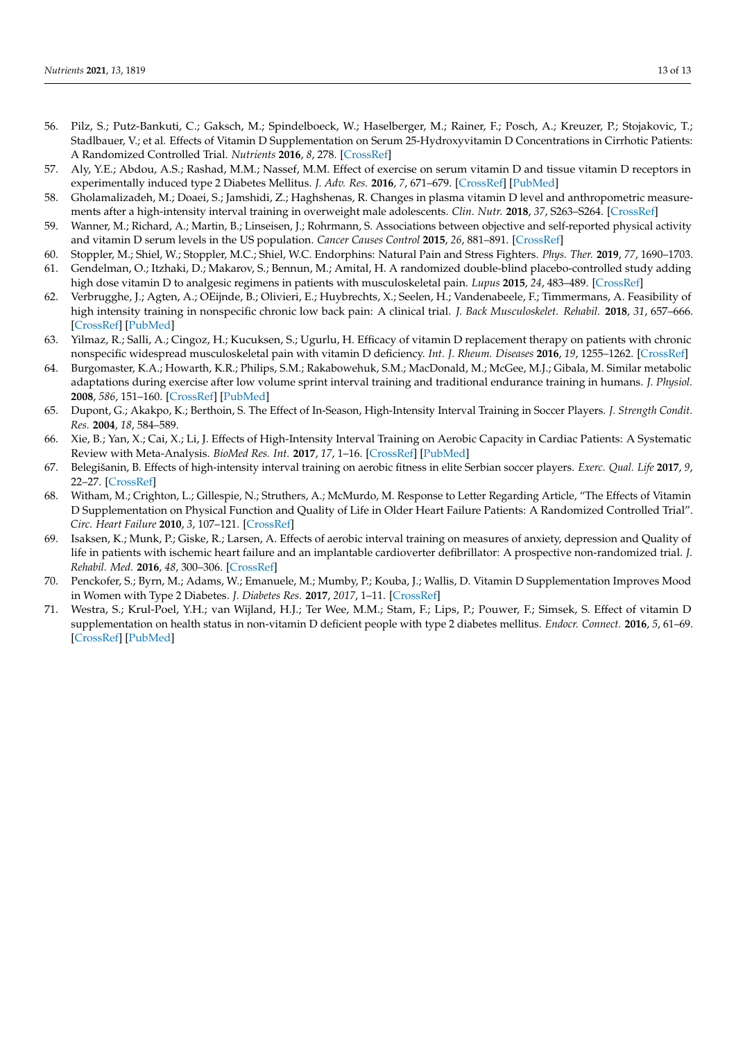56. Pilz, S.; Putz-Bankuti, C.; Gaksch, M.; Spindelboeck, W.; Haselberger, M.; Rainer, F.; Posch, A.; Kreuzer, P.; Stojakovic, T.; Stadlbauer, V.; et al. Effects of Vitamin D Supplementation on Serum 25-Hydroxyvitamin D Concentrations in Cirrhotic Patients: A Randomized Controlled Trial. *Nutrients* **2016**, *8*, 278. [CrossRef]
57. Aly, Y.E.; Abdou, A.S.; Rashad, M.M.; Nassef, M.M. Effect of exercise on serum vitamin D and tissue vitamin D receptors in experimentally induced type 2 Diabetes Mellitus. *J. Adv. Res.* **2016**, *7*, 671–679. [CrossRef] [PubMed]
58. Gholamalizadeh, M.; Doaei, S.; Jamshidi, Z.; Haghshenas, R. Changes in plasma vitamin D level and anthropometric measurements after a high-intensity interval training in overweight male adolescents. *Clin. Nutr.* **2018**, *37*, S263–S264. [CrossRef]
59. Wanner, M.; Richard, A.; Martin, B.; Linseisen, J.; Rohrmann, S. Associations between objective and self-reported physical activity and vitamin D serum levels in the US population. *Cancer Causes Control* **2015**, *26*, 881–891. [CrossRef]
60. Stoppler, M.; Shiel, W.; Stoppler, M.C.; Shiel, W.C. Endorphins: Natural Pain and Stress Fighters. *Phys. Ther.* **2019**, *77*, 1690–1703.
61. Gendelman, O.; Itzhaki, D.; Makarov, S.; Bennun, M.; Amital, H. A randomized double-blind placebo-controlled study adding high dose vitamin D to analgesic regimens in patients with musculoskeletal pain. *Lupus* **2015**, *24*, 483–489. [CrossRef]
62. Verbrugghe, J.; Agten, A.; OEijnde, B.; Olivieri, E.; Huybrechts, X.; Seelen, H.; Vandenabeele, F.; Timmermans, A. Feasibility of high intensity training in nonspecific chronic low back pain: A clinical trial. *J. Back Musculoskelet. Rehabil.* **2018**, *31*, 657–666. [CrossRef] [PubMed]
63. Yilmaz, R.; Salli, A.; Cingoz, H.; Kucuksen, S.; Ugurlu, H. Efficacy of vitamin D replacement therapy on patients with chronic nonspecific widespread musculoskeletal pain with vitamin D deficiency. *Int. J. Rheum. Diseases* **2016**, *19*, 1255–1262. [CrossRef]
64. Burgomaster, K.A.; Howarth, K.R.; Philips, S.M.; Rakabowehuk, S.M.; MacDonald, M.; McGee, M.J.; Gibala, M. Similar metabolic adaptations during exercise after low volume sprint interval training and traditional endurance training in humans. *J. Physiol.* **2008**, *586*, 151–160. [CrossRef] [PubMed]
65. Dupont, G.; Akakpo, K.; Berthoin, S. The Effect of In-Season, High-Intensity Interval Training in Soccer Players. *J. Strength Condit. Res.* **2004**, *18*, 584–589.
66. Xie, B.; Yan, X.; Cai, X.; Li, J. Effects of High-Intensity Interval Training on Aerobic Capacity in Cardiac Patients: A Systematic Review with Meta-Analysis. *BioMed Res. Int.* **2017**, *17*, 1–16. [CrossRef] [PubMed]
67. Belegišanin, B. Effects of high-intensity interval training on aerobic fitness in elite Serbian soccer players. *Exerc. Qual. Life* **2017**, *9*, 22–27. [CrossRef]
68. Witham, M.; Crighton, L.; Gillespie, N.; Struthers, A.; McMurdo, M. Response to Letter Regarding Article, "The Effects of Vitamin D Supplementation on Physical Function and Quality of Life in Older Heart Failure Patients: A Randomized Controlled Trial". *Circ. Heart Failure* **2010**, *3*, 107–121. [CrossRef]
69. Isaksen, K.; Munk, P.; Giske, R.; Larsen, A. Effects of aerobic interval training on measures of anxiety, depression and Quality of life in patients with ischemic heart failure and an implantable cardioverter defibrillator: A prospective non-randomized trial. *J. Rehabil. Med.* **2016**, *48*, 300–306. [CrossRef]
70. Penckofer, S.; Byrn, M.; Adams, W.; Emanuele, M.; Mumby, P.; Kouba, J.; Wallis, D. Vitamin D Supplementation Improves Mood in Women with Type 2 Diabetes. *J. Diabetes Res.* **2017**, *2017*, 1–11. [CrossRef]
71. Westra, S.; Krul-Poel, Y.H.; van Wijland, H.J.; Ter Wee, M.M.; Stam, F.; Lips, P.; Pouwer, F.; Simsek, S. Effect of vitamin D supplementation on health status in non-vitamin D deficient people with type 2 diabetes mellitus. *Endocr. Connect.* **2016**, *5*, 61–69. [CrossRef] [PubMed]